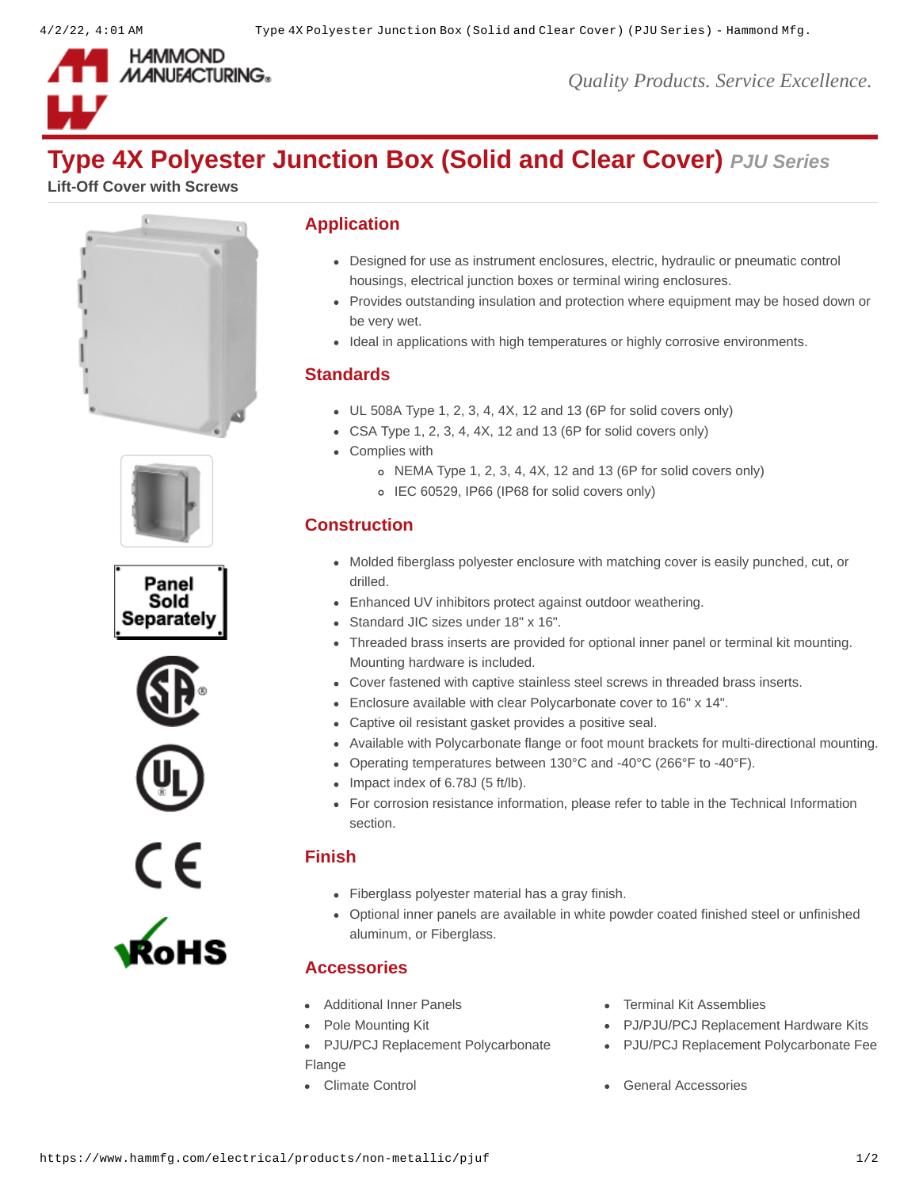# Type 4X Polyester Junction Box (Solid and Clear Cover) *PJU Series*

**Lift-Off Cover with Screws**

Panel Sold Separately

## Application

- Designed for use as instrument enclosures, electric, hydraulic or pneumatic control housings, electrical junction boxes or terminal wiring enclosures.
- Provides outstanding insulation and protection where equipment may be hosed down or be very wet.
- Ideal in applications with high temperatures or highly corrosive environments.

## Standards

- UL 508A Type 1, 2, 3, 4, 4X, 12 and 13 (6P for solid covers only)
- CSA Type 1, 2, 3, 4, 4X, 12 and 13 (6P for solid covers only)
- Complies with
  - NEMA Type 1, 2, 3, 4, 4X, 12 and 13 (6P for solid covers only)
  - IEC 60529, IP66 (IP68 for solid covers only)

## Construction

- Molded fiberglass polyester enclosure with matching cover is easily punched, cut, or drilled.
- Enhanced UV inhibitors protect against outdoor weathering.
- Standard JIC sizes under 18" x 16".
- Threaded brass inserts are provided for optional inner panel or terminal kit mounting. Mounting hardware is included.
- Cover fastened with captive stainless steel screws in threaded brass inserts.
- Enclosure available with clear Polycarbonate cover to 16" x 14".
- Captive oil resistant gasket provides a positive seal.
- Available with Polycarbonate flange or foot mount brackets for multi-directional mounting.
- Operating temperatures between 130°C and -40°C (266°F to -40°F).
- Impact index of 6.78J (5 ft/lb).
- For corrosion resistance information, please refer to table in the Technical Information section.

## Finish

- Fiberglass polyester material has a gray finish.
- Optional inner panels are available in white powder coated finished steel or unfinished aluminum, or Fiberglass.

## Accessories

- Additional Inner Panels
- Pole Mounting Kit
- PJU/PCJ Replacement Polycarbonate Flange
- Climate Control
- Terminal Kit Assemblies
- PJ/PJU/PCJ Replacement Hardware Kits
- PJU/PCJ Replacement Polycarbonate Fee
- General Accessories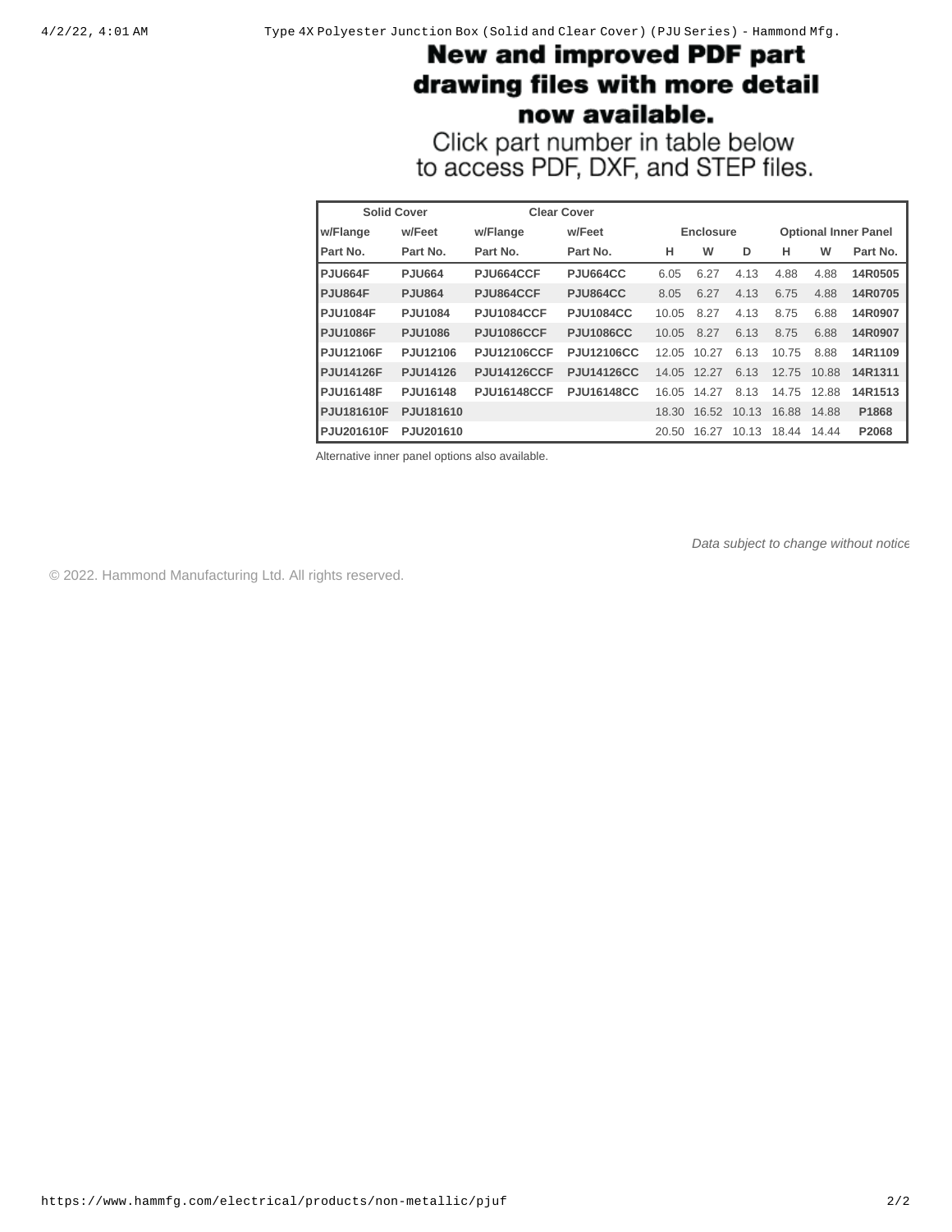**New and improved PDF part drawing files with more detail now available.**

Click part number in table below to access PDF, DXF, and STEP files.

| Solid Cover | | Clear Cover | | | | | | | |
|---|---|---|---|---|---|---|---|---|---|
| w/Flange | w/Feet | w/Flange | w/Feet | Enclosure | | | Optional Inner Panel | | |
| Part No. | Part No. | Part No. | Part No. | H | W | D | H | W | Part No. |
| **PJU664F** | **PJU664** | **PJU664CCF** | **PJU664CC** | 6.05 | 6.27 | 4.13 | 4.88 | 4.88 | **14R0505** |
| **PJU864F** | **PJU864** | **PJU864CCF** | **PJU864CC** | 8.05 | 6.27 | 4.13 | 6.75 | 4.88 | **14R0705** |
| **PJU1084F** | **PJU1084** | **PJU1084CCF** | **PJU1084CC** | 10.05 | 8.27 | 4.13 | 8.75 | 6.88 | **14R0907** |
| **PJU1086F** | **PJU1086** | **PJU1086CCF** | **PJU1086CC** | 10.05 | 8.27 | 6.13 | 8.75 | 6.88 | **14R0907** |
| **PJU12106F** | **PJU12106** | **PJU12106CCF** | **PJU12106CC** | 12.05 | 10.27 | 6.13 | 10.75 | 8.88 | **14R1109** |
| **PJU14126F** | **PJU14126** | **PJU14126CCF** | **PJU14126CC** | 14.05 | 12.27 | 6.13 | 12.75 | 10.88 | **14R1311** |
| **PJU16148F** | **PJU16148** | **PJU16148CCF** | **PJU16148CC** | 16.05 | 14.27 | 8.13 | 14.75 | 12.88 | **14R1513** |
| **PJU181610F** | **PJU181610** | | | 18.30 | 16.52 | 10.13 | 16.88 | 14.88 | **P1868** |
| **PJU201610F** | **PJU201610** | | | 20.50 | 16.27 | 10.13 | 18.44 | 14.44 | **P2068** |

Alternative inner panel options also available.

*Data subject to change without notice*

© 2022. Hammond Manufacturing Ltd. All rights reserved.